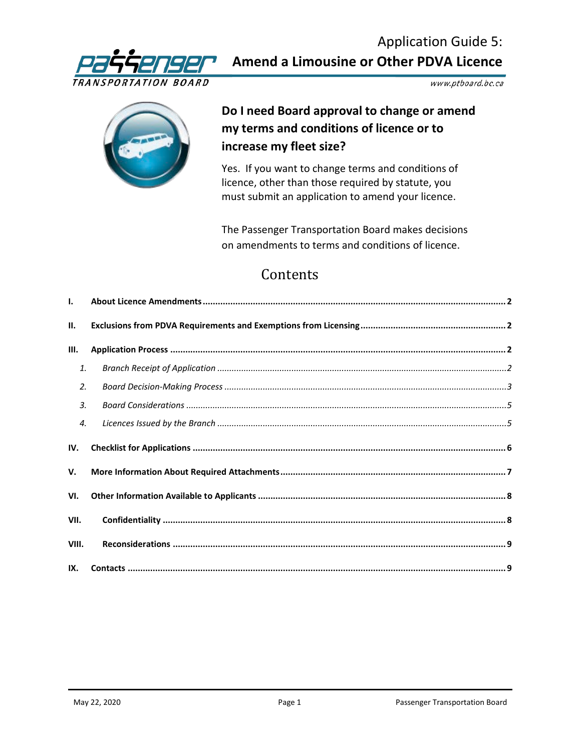# Application Guide 5: Amend a Limousine or Other PDVA Licence

www.ptboard.bc.ca

## Do I need Board approval to change or amend my terms and conditions of licence or to increase my fleet size?

Yes. If you want to change terms and conditions of licence, other than those required by statute, you must submit an application to amend your licence.

The Passenger Transportation Board makes decisions on amendments to terms and conditions of licence.

## Contents

**I. About Licence Amendments** .......... 2

**II. Exclusions from PDVA Requirements and Exemptions from Licensing** .......... 2

**III. Application Process** .......... 2

1. *Branch Receipt of Application* .......... 2
2. *Board Decision-Making Process* .......... 3
3. *Board Considerations* .......... 5
4. *Licences Issued by the Branch* .......... 5

**IV. Checklist for Applications** .......... 6

**V. More Information About Required Attachments** .......... 7

**VI. Other Information Available to Applicants** .......... 8

**VII. Confidentiality** .......... 8

**VIII. Reconsiderations** .......... 9

**IX. Contacts** .......... 9

May 22, 2020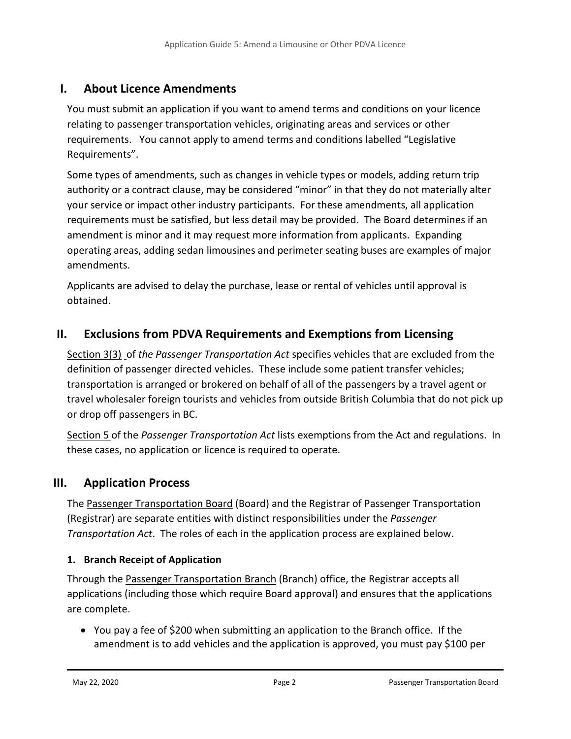## I. About Licence Amendments

You must submit an application if you want to amend terms and conditions on your licence relating to passenger transportation vehicles, originating areas and services or other requirements. You cannot apply to amend terms and conditions labelled "Legislative Requirements".

Some types of amendments, such as changes in vehicle types or models, adding return trip authority or a contract clause, may be considered "minor" in that they do not materially alter your service or impact other industry participants. For these amendments, all application requirements must be satisfied, but less detail may be provided. The Board determines if an amendment is minor and it may request more information from applicants. Expanding operating areas, adding sedan limousines and perimeter seating buses are examples of major amendments.

Applicants are advised to delay the purchase, lease or rental of vehicles until approval is obtained.

## II. Exclusions from PDVA Requirements and Exemptions from Licensing

Section 3(3) of *the Passenger Transportation Act* specifies vehicles that are excluded from the definition of passenger directed vehicles. These include some patient transfer vehicles; transportation is arranged or brokered on behalf of all of the passengers by a travel agent or travel wholesaler foreign tourists and vehicles from outside British Columbia that do not pick up or drop off passengers in BC.

Section 5 of the *Passenger Transportation Act* lists exemptions from the Act and regulations. In these cases, no application or licence is required to operate.

## III. Application Process

The Passenger Transportation Board (Board) and the Registrar of Passenger Transportation (Registrar) are separate entities with distinct responsibilities under the *Passenger Transportation Act*. The roles of each in the application process are explained below.

### 1. Branch Receipt of Application

Through the Passenger Transportation Branch (Branch) office, the Registrar accepts all applications (including those which require Board approval) and ensures that the applications are complete.

- You pay a fee of $200 when submitting an application to the Branch office. If the amendment is to add vehicles and the application is approved, you must pay $100 per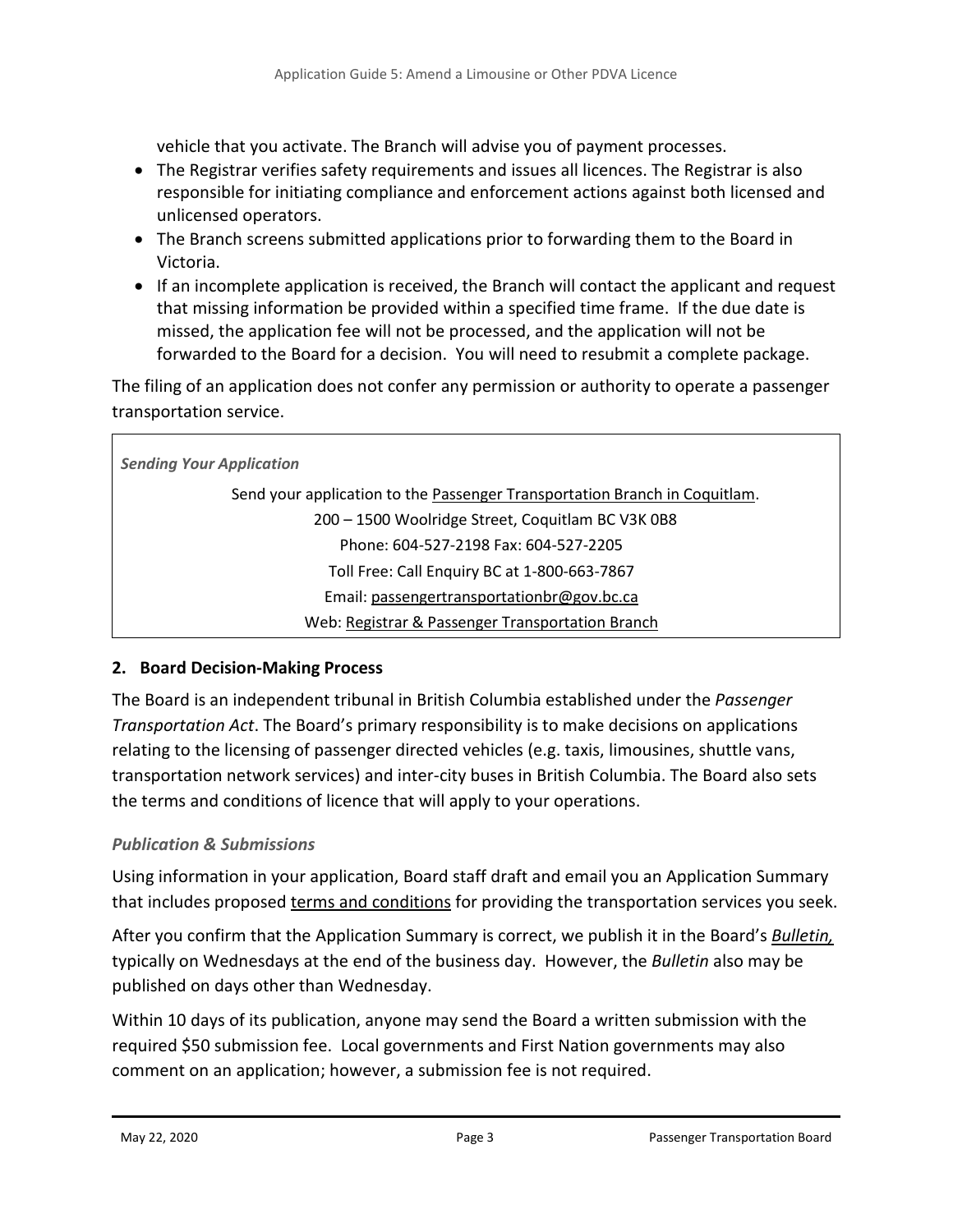vehicle that you activate. The Branch will advise you of payment processes.

- The Registrar verifies safety requirements and issues all licences. The Registrar is also responsible for initiating compliance and enforcement actions against both licensed and unlicensed operators.
- The Branch screens submitted applications prior to forwarding them to the Board in Victoria.
- If an incomplete application is received, the Branch will contact the applicant and request that missing information be provided within a specified time frame. If the due date is missed, the application fee will not be processed, and the application will not be forwarded to the Board for a decision. You will need to resubmit a complete package.

The filing of an application does not confer any permission or authority to operate a passenger transportation service.

***Sending Your Application***

Send your application to the Passenger Transportation Branch in Coquitlam.
200 – 1500 Woolridge Street, Coquitlam BC V3K 0B8
Phone: 604-527-2198 Fax: 604-527-2205
Toll Free: Call Enquiry BC at 1-800-663-7867
Email: passengertransportationbr@gov.bc.ca
Web: Registrar & Passenger Transportation Branch

## 2. Board Decision-Making Process

The Board is an independent tribunal in British Columbia established under the *Passenger Transportation Act*. The Board's primary responsibility is to make decisions on applications relating to the licensing of passenger directed vehicles (e.g. taxis, limousines, shuttle vans, transportation network services) and inter-city buses in British Columbia. The Board also sets the terms and conditions of licence that will apply to your operations.

### *Publication & Submissions*

Using information in your application, Board staff draft and email you an Application Summary that includes proposed terms and conditions for providing the transportation services you seek.

After you confirm that the Application Summary is correct, we publish it in the Board's *Bulletin,* typically on Wednesdays at the end of the business day. However, the *Bulletin* also may be published on days other than Wednesday.

Within 10 days of its publication, anyone may send the Board a written submission with the required $50 submission fee. Local governments and First Nation governments may also comment on an application; however, a submission fee is not required.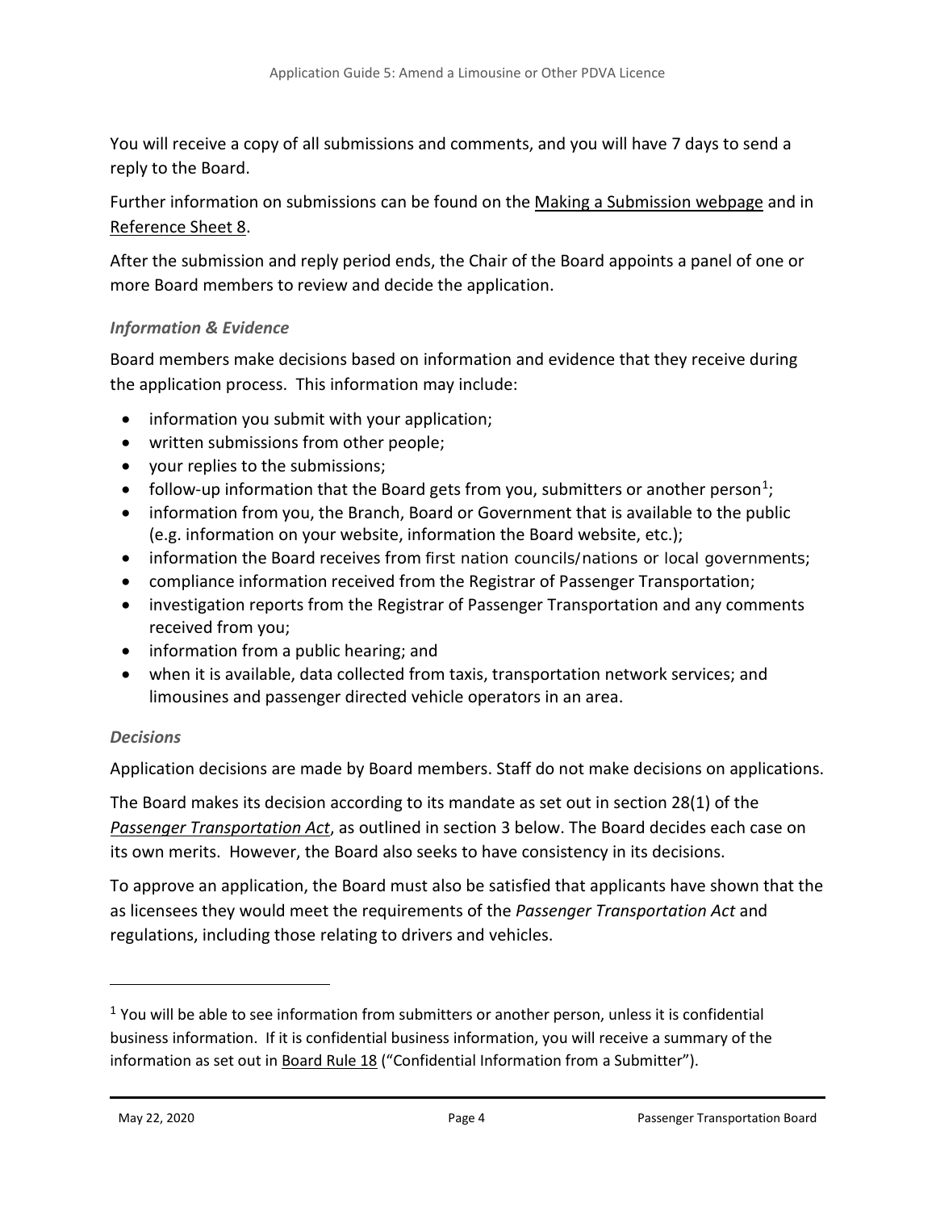You will receive a copy of all submissions and comments, and you will have 7 days to send a reply to the Board.

Further information on submissions can be found on the Making a Submission webpage and in Reference Sheet 8.

After the submission and reply period ends, the Chair of the Board appoints a panel of one or more Board members to review and decide the application.

### *Information & Evidence*

Board members make decisions based on information and evidence that they receive during the application process. This information may include:

- information you submit with your application;
- written submissions from other people;
- your replies to the submissions;
- follow-up information that the Board gets from you, submitters or another person[1];
- information from you, the Branch, Board or Government that is available to the public (e.g. information on your website, information the Board website, etc.);
- information the Board receives from first nation councils/nations or local governments;
- compliance information received from the Registrar of Passenger Transportation;
- investigation reports from the Registrar of Passenger Transportation and any comments received from you;
- information from a public hearing; and
- when it is available, data collected from taxis, transportation network services; and limousines and passenger directed vehicle operators in an area.

### *Decisions*

Application decisions are made by Board members. Staff do not make decisions on applications.

The Board makes its decision according to its mandate as set out in section 28(1) of the *Passenger Transportation Act*, as outlined in section 3 below. The Board decides each case on its own merits. However, the Board also seeks to have consistency in its decisions.

To approve an application, the Board must also be satisfied that applicants have shown that the as licensees they would meet the requirements of the *Passenger Transportation Act* and regulations, including those relating to drivers and vehicles.

---

[1] You will be able to see information from submitters or another person, unless it is confidential business information. If it is confidential business information, you will receive a summary of the information as set out in Board Rule 18 ("Confidential Information from a Submitter").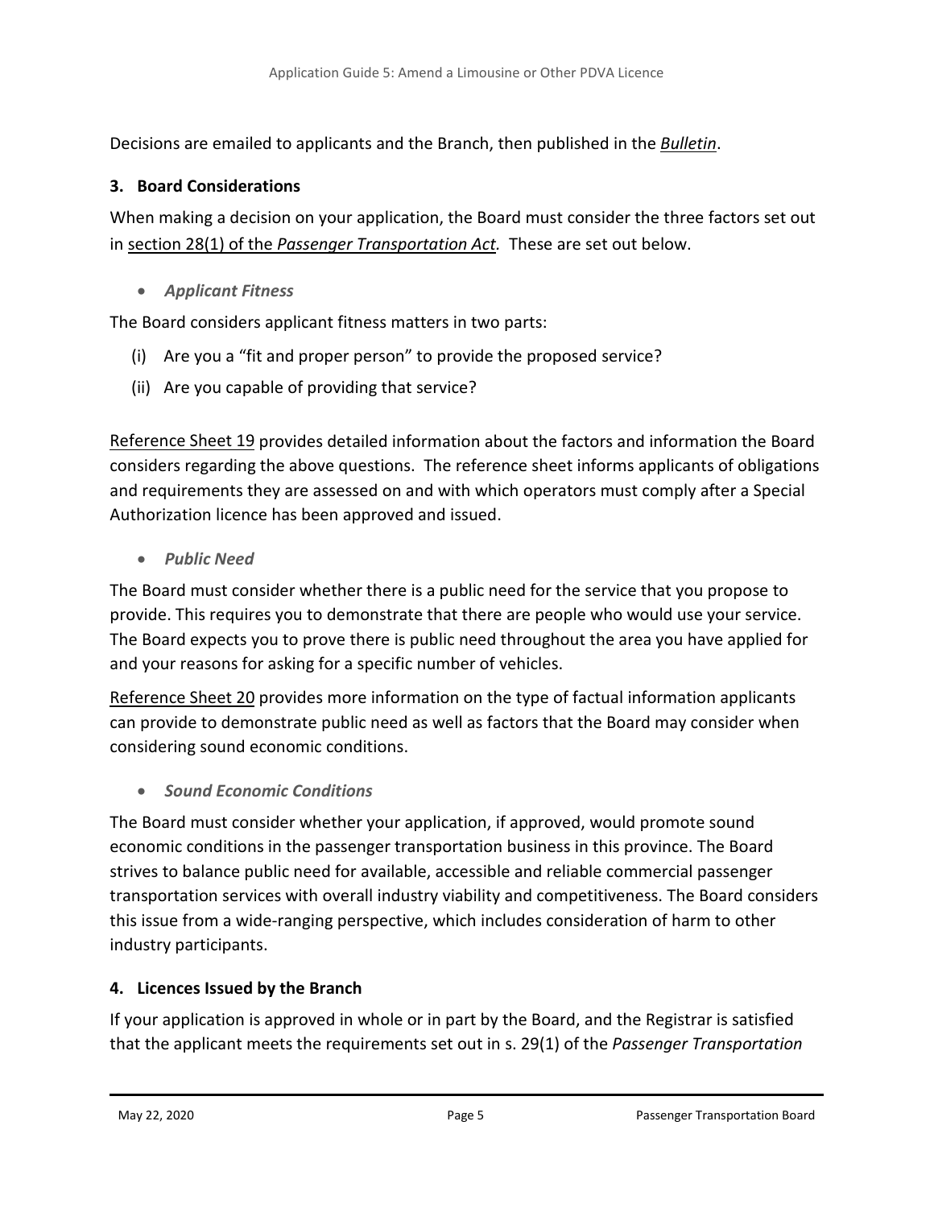Decisions are emailed to applicants and the Branch, then published in the *Bulletin*.

### 3. Board Considerations

When making a decision on your application, the Board must consider the three factors set out in section 28(1) of the *Passenger Transportation Act*. These are set out below.

- ***Applicant Fitness***

The Board considers applicant fitness matters in two parts:

(i) Are you a "fit and proper person" to provide the proposed service?

(ii) Are you capable of providing that service?

Reference Sheet 19 provides detailed information about the factors and information the Board considers regarding the above questions. The reference sheet informs applicants of obligations and requirements they are assessed on and with which operators must comply after a Special Authorization licence has been approved and issued.

- ***Public Need***

The Board must consider whether there is a public need for the service that you propose to provide. This requires you to demonstrate that there are people who would use your service. The Board expects you to prove there is public need throughout the area you have applied for and your reasons for asking for a specific number of vehicles.

Reference Sheet 20 provides more information on the type of factual information applicants can provide to demonstrate public need as well as factors that the Board may consider when considering sound economic conditions.

- ***Sound Economic Conditions***

The Board must consider whether your application, if approved, would promote sound economic conditions in the passenger transportation business in this province. The Board strives to balance public need for available, accessible and reliable commercial passenger transportation services with overall industry viability and competitiveness. The Board considers this issue from a wide-ranging perspective, which includes consideration of harm to other industry participants.

### 4. Licences Issued by the Branch

If your application is approved in whole or in part by the Board, and the Registrar is satisfied that the applicant meets the requirements set out in s. 29(1) of the *Passenger Transportation*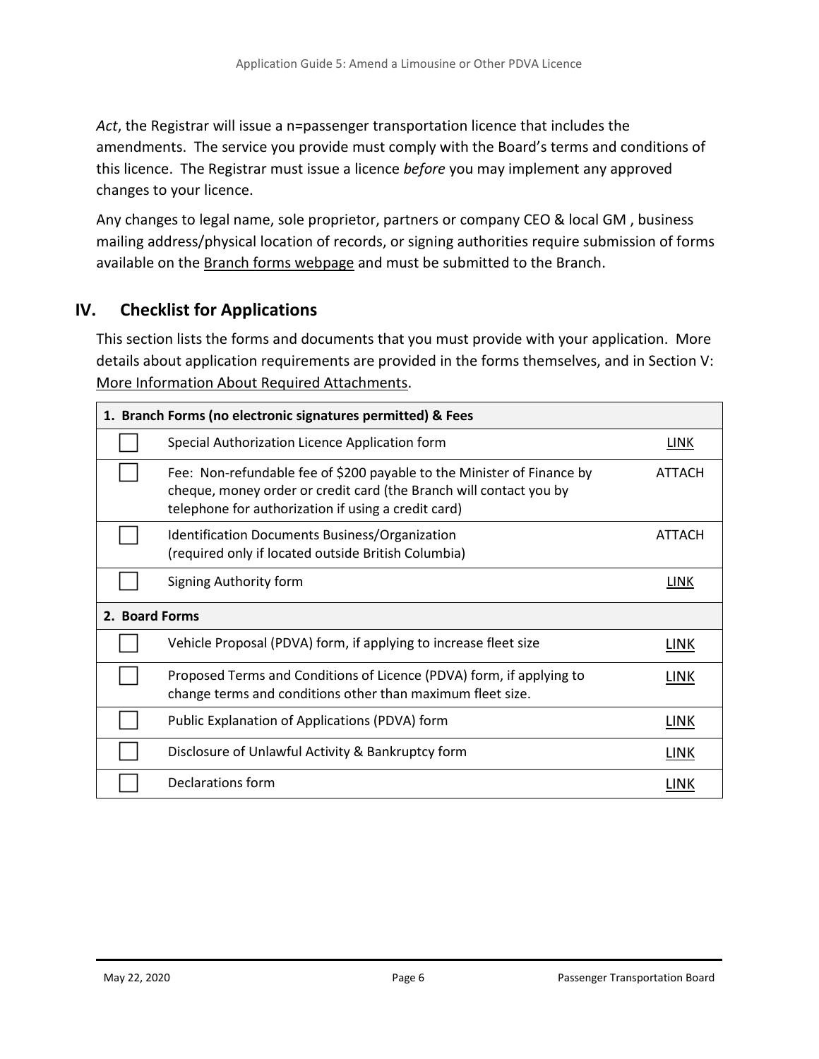*Act*, the Registrar will issue a n=passenger transportation licence that includes the amendments. The service you provide must comply with the Board's terms and conditions of this licence. The Registrar must issue a licence *before* you may implement any approved changes to your licence.

Any changes to legal name, sole proprietor, partners or company CEO & local GM , business mailing address/physical location of records, or signing authorities require submission of forms available on the Branch forms webpage and must be submitted to the Branch.

## IV. Checklist for Applications

This section lists the forms and documents that you must provide with your application. More details about application requirements are provided in the forms themselves, and in Section V: More Information About Required Attachments.

| **1. Branch Forms (no electronic signatures permitted) & Fees** | | |
|---|---|---|
| ☐ | Special Authorization Licence Application form | LINK |
| ☐ | Fee: Non-refundable fee of $200 payable to the Minister of Finance by cheque, money order or credit card (the Branch will contact you by telephone for authorization if using a credit card) | ATTACH |
| ☐ | Identification Documents Business/Organization (required only if located outside British Columbia) | ATTACH |
| ☐ | Signing Authority form | LINK |
| **2. Board Forms** | | |
| ☐ | Vehicle Proposal (PDVA) form, if applying to increase fleet size | LINK |
| ☐ | Proposed Terms and Conditions of Licence (PDVA) form, if applying to change terms and conditions other than maximum fleet size. | LINK |
| ☐ | Public Explanation of Applications (PDVA) form | LINK |
| ☐ | Disclosure of Unlawful Activity & Bankruptcy form | LINK |
| ☐ | Declarations form | LINK |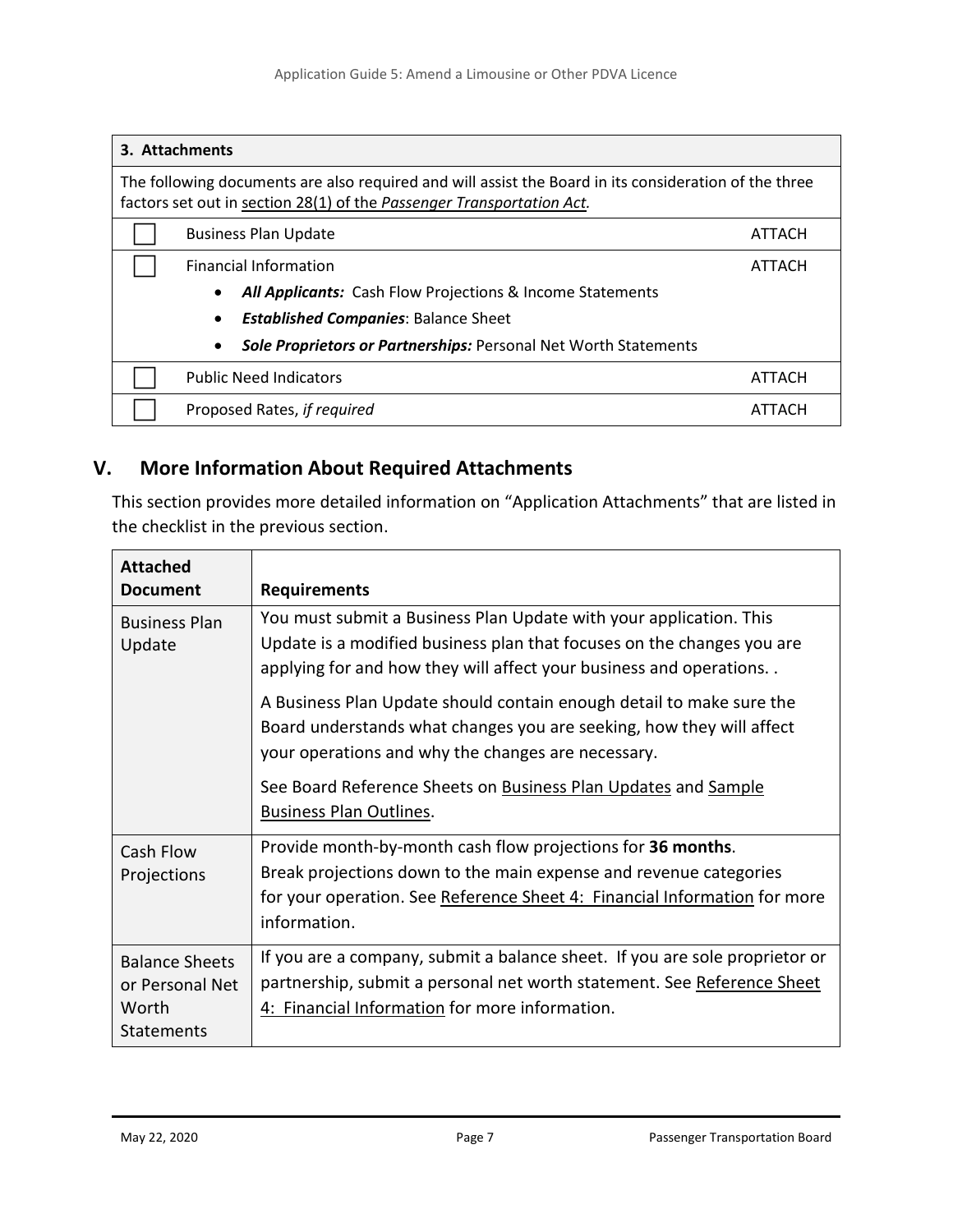| 3. Attachments | | |
|---|---|---|
| The following documents are also required and will assist the Board in its consideration of the three factors set out in section 28(1) of the *Passenger Transportation Act.* | | |
| ☐ | Business Plan Update | ATTACH |
| ☐ | Financial Information<br>• ***All Applicants:*** Cash Flow Projections & Income Statements<br>• ***Established Companies***: Balance Sheet<br>• ***Sole Proprietors or Partnerships:*** Personal Net Worth Statements | ATTACH |
| ☐ | Public Need Indicators | ATTACH |
| ☐ | Proposed Rates, *if required* | ATTACH |

## V. More Information About Required Attachments

This section provides more detailed information on "Application Attachments" that are listed in the checklist in the previous section.

| Attached Document | Requirements |
|---|---|
| Business Plan Update | You must submit a Business Plan Update with your application. This Update is a modified business plan that focuses on the changes you are applying for and how they will affect your business and operations. .<br><br>A Business Plan Update should contain enough detail to make sure the Board understands what changes you are seeking, how they will affect your operations and why the changes are necessary.<br><br>See Board Reference Sheets on Business Plan Updates and Sample Business Plan Outlines. |
| Cash Flow Projections | Provide month-by-month cash flow projections for **36 months**. Break projections down to the main expense and revenue categories for your operation. See Reference Sheet 4: Financial Information for more information. |
| Balance Sheets or Personal Net Worth Statements | If you are a company, submit a balance sheet. If you are sole proprietor or partnership, submit a personal net worth statement. See Reference Sheet 4: Financial Information for more information. |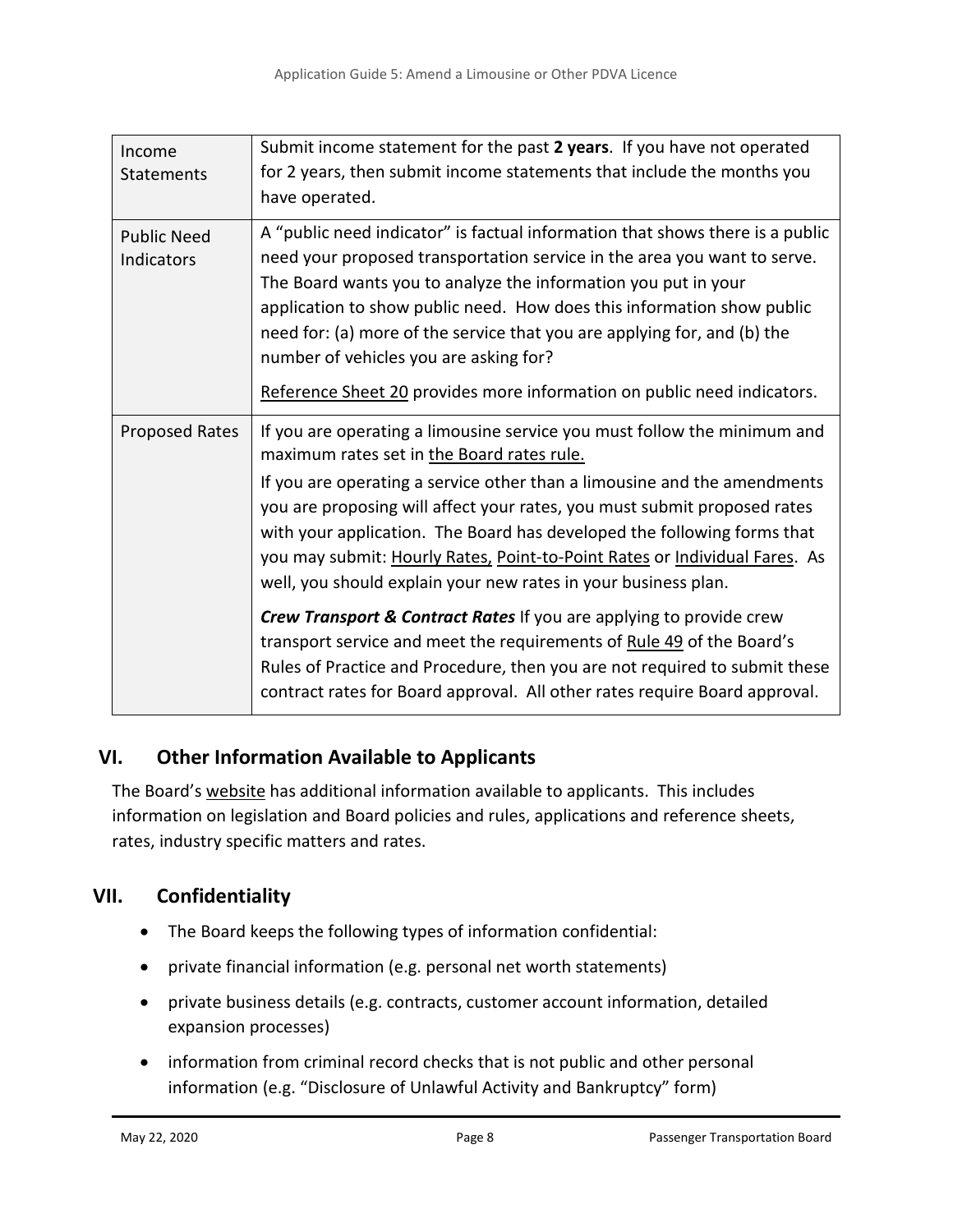| | |
|---|---|
| Income Statements | Submit income statement for the past **2 years**. If you have not operated for 2 years, then submit income statements that include the months you have operated. |
| Public Need Indicators | A "public need indicator" is factual information that shows there is a public need your proposed transportation service in the area you want to serve. The Board wants you to analyze the information you put in your application to show public need. How does this information show public need for: (a) more of the service that you are applying for, and (b) the number of vehicles you are asking for?<br><br>Reference Sheet 20 provides more information on public need indicators. |
| Proposed Rates | If you are operating a limousine service you must follow the minimum and maximum rates set in the Board rates rule.<br><br>If you are operating a service other than a limousine and the amendments you are proposing will affect your rates, you must submit proposed rates with your application. The Board has developed the following forms that you may submit: Hourly Rates, Point-to-Point Rates or Individual Fares. As well, you should explain your new rates in your business plan.<br><br>***Crew Transport & Contract Rates*** If you are applying to provide crew transport service and meet the requirements of Rule 49 of the Board's Rules of Practice and Procedure, then you are not required to submit these contract rates for Board approval. All other rates require Board approval. |

## VI. Other Information Available to Applicants

The Board's website has additional information available to applicants. This includes information on legislation and Board policies and rules, applications and reference sheets, rates, industry specific matters and rates.

## VII. Confidentiality

- The Board keeps the following types of information confidential:
- private financial information (e.g. personal net worth statements)
- private business details (e.g. contracts, customer account information, detailed expansion processes)
- information from criminal record checks that is not public and other personal information (e.g. "Disclosure of Unlawful Activity and Bankruptcy" form)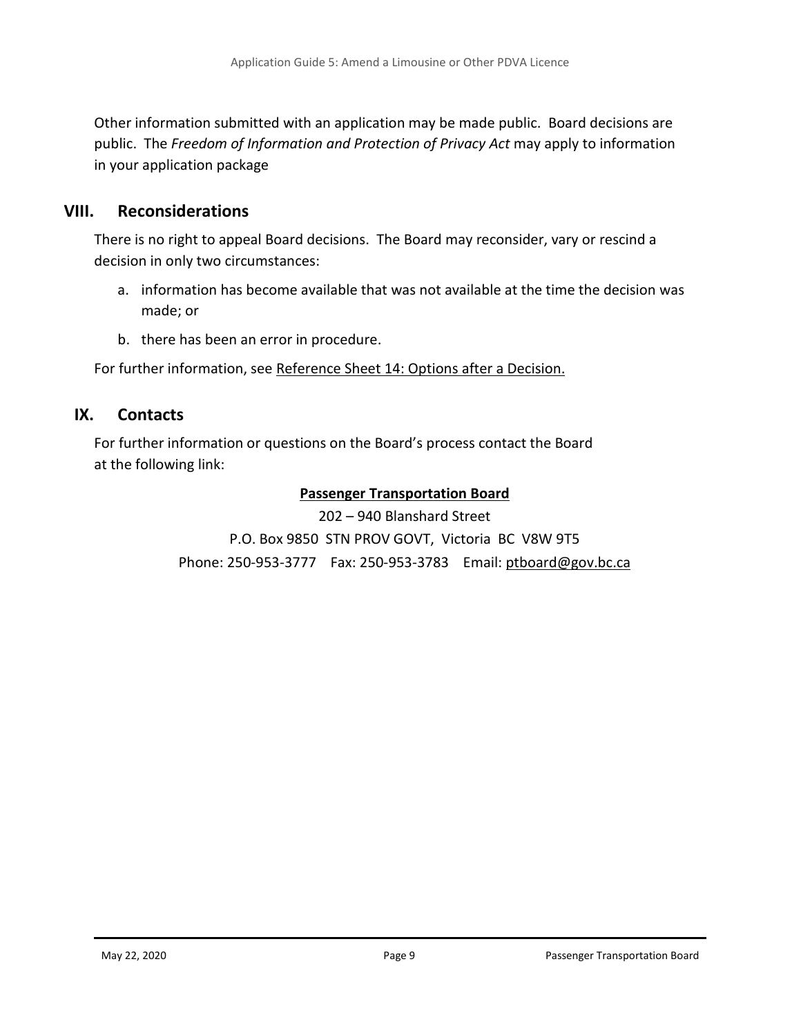Other information submitted with an application may be made public. Board decisions are public. The *Freedom of Information and Protection of Privacy Act* may apply to information in your application package

## VIII. Reconsiderations

There is no right to appeal Board decisions. The Board may reconsider, vary or rescind a decision in only two circumstances:

a. information has become available that was not available at the time the decision was made; or
b. there has been an error in procedure.

For further information, see Reference Sheet 14: Options after a Decision.

## IX. Contacts

For further information or questions on the Board's process contact the Board at the following link:

**Passenger Transportation Board**

202 – 940 Blanshard Street

P.O. Box 9850 STN PROV GOVT, Victoria BC V8W 9T5

Phone: 250-953-3777 Fax: 250-953-3783 Email: ptboard@gov.bc.ca